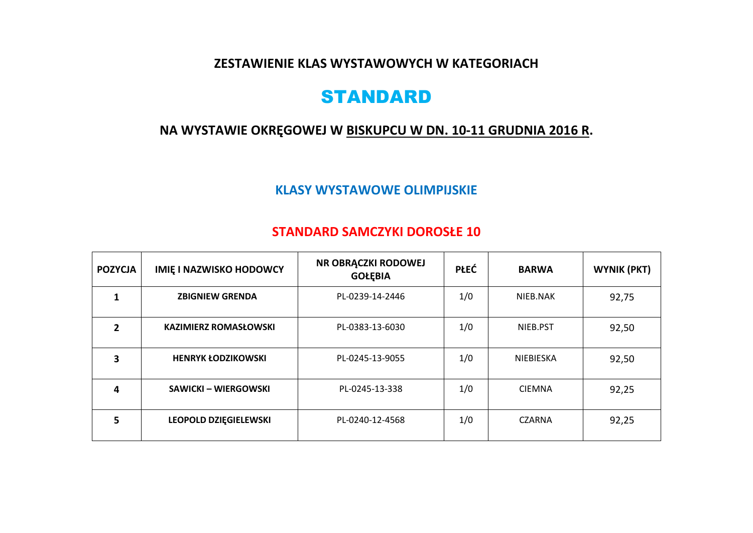## ZESTAWIENIE KLAS WYSTAWOWYCH W KATEGORIACH

# STANDARD

## NA WYSTAWIE OKRĘGOWEJ W BISKUPCU W DN. 10-11 GRUDNIA 2016 R.

### KLASY WYSTAWOWE OLIMPIJSKIE

### STANDARD SAMCZYKI DOROSŁE 10

| POZYCJA | IMIĘ I NAZWISKO HODOWCY | NR OBRĄCZKI RODOWEJ GOŁĘBIA | PŁEĆ | BARWA | WYNIK (PKT) |
|---|---|---|---|---|---|
| **1** | **ZBIGNIEW GRENDA** | PL-0239-14-2446 | 1/0 | NIEB.NAK | 92,75 |
| **2** | **KAZIMIERZ ROMASŁOWSKI** | PL-0383-13-6030 | 1/0 | NIEB.PST | 92,50 |
| **3** | **HENRYK ŁODZIKOWSKI** | PL-0245-13-9055 | 1/0 | NIEBIESKA | 92,50 |
| **4** | **SAWICKI – WIERGOWSKI** | PL-0245-13-338 | 1/0 | CIEMNA | 92,25 |
| **5** | **LEOPOLD DZIĘGIELEWSKI** | PL-0240-12-4568 | 1/0 | CZARNA | 92,25 |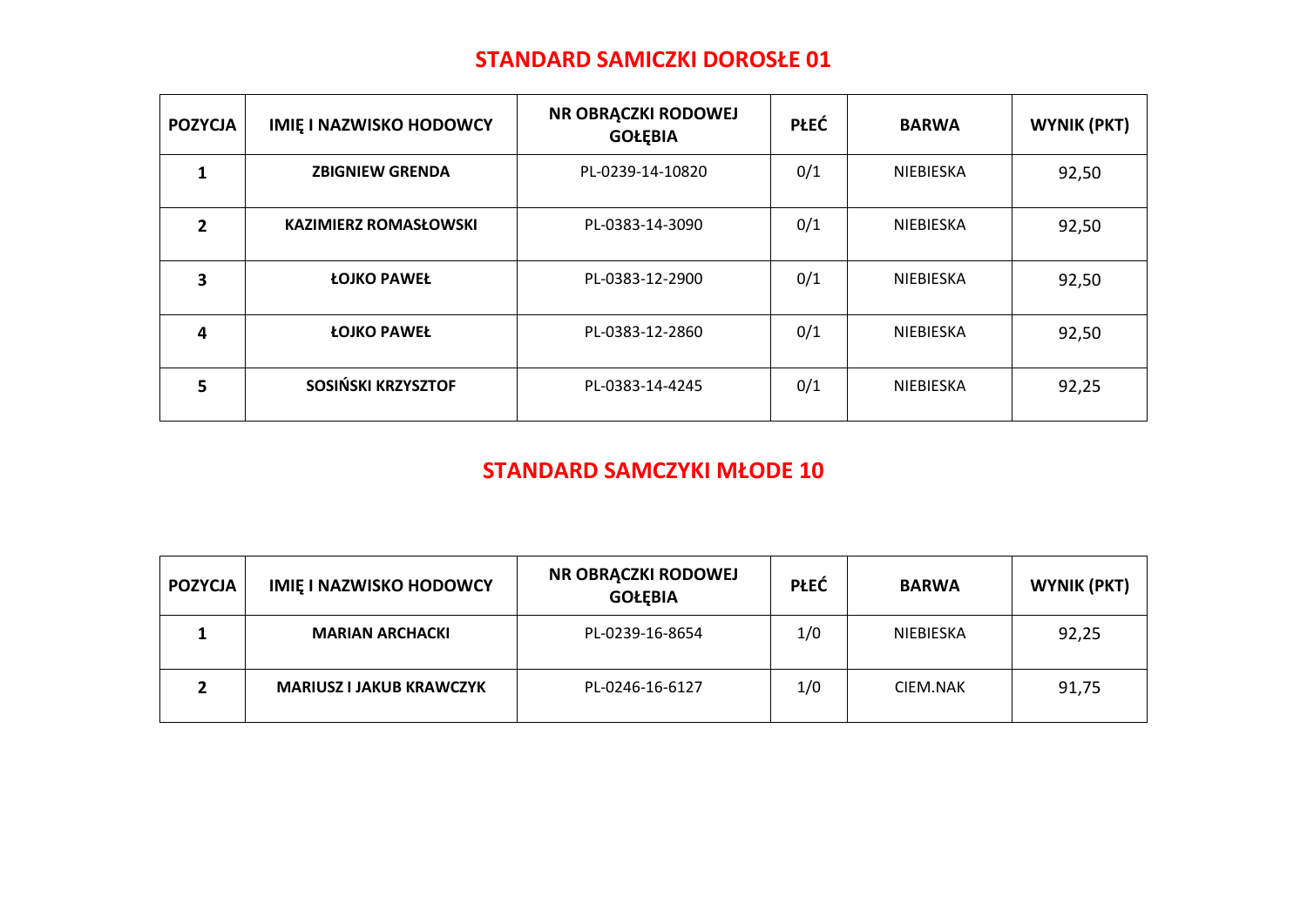## STANDARD SAMICZKI DOROSŁE 01

| POZYCJA | IMIĘ I NAZWISKO HODOWCY | NR OBRĄCZKI RODOWEJ GOŁĘBIA | PŁEĆ | BARWA | WYNIK (PKT) |
|---|---|---|---|---|---|
| **1** | **ZBIGNIEW GRENDA** | PL-0239-14-10820 | 0/1 | NIEBIESKA | 92,50 |
| **2** | **KAZIMIERZ ROMASŁOWSKI** | PL-0383-14-3090 | 0/1 | NIEBIESKA | 92,50 |
| **3** | **ŁOJKO PAWEŁ** | PL-0383-12-2900 | 0/1 | NIEBIESKA | 92,50 |
| **4** | **ŁOJKO PAWEŁ** | PL-0383-12-2860 | 0/1 | NIEBIESKA | 92,50 |
| **5** | **SOSIŃSKI KRZYSZTOF** | PL-0383-14-4245 | 0/1 | NIEBIESKA | 92,25 |

## STANDARD SAMCZYKI MŁODE 10

| POZYCJA | IMIĘ I NAZWISKO HODOWCY | NR OBRĄCZKI RODOWEJ GOŁĘBIA | PŁEĆ | BARWA | WYNIK (PKT) |
|---|---|---|---|---|---|
| **1** | **MARIAN ARCHACKI** | PL-0239-16-8654 | 1/0 | NIEBIESKA | 92,25 |
| **2** | **MARIUSZ I JAKUB KRAWCZYK** | PL-0246-16-6127 | 1/0 | CIEM.NAK | 91,75 |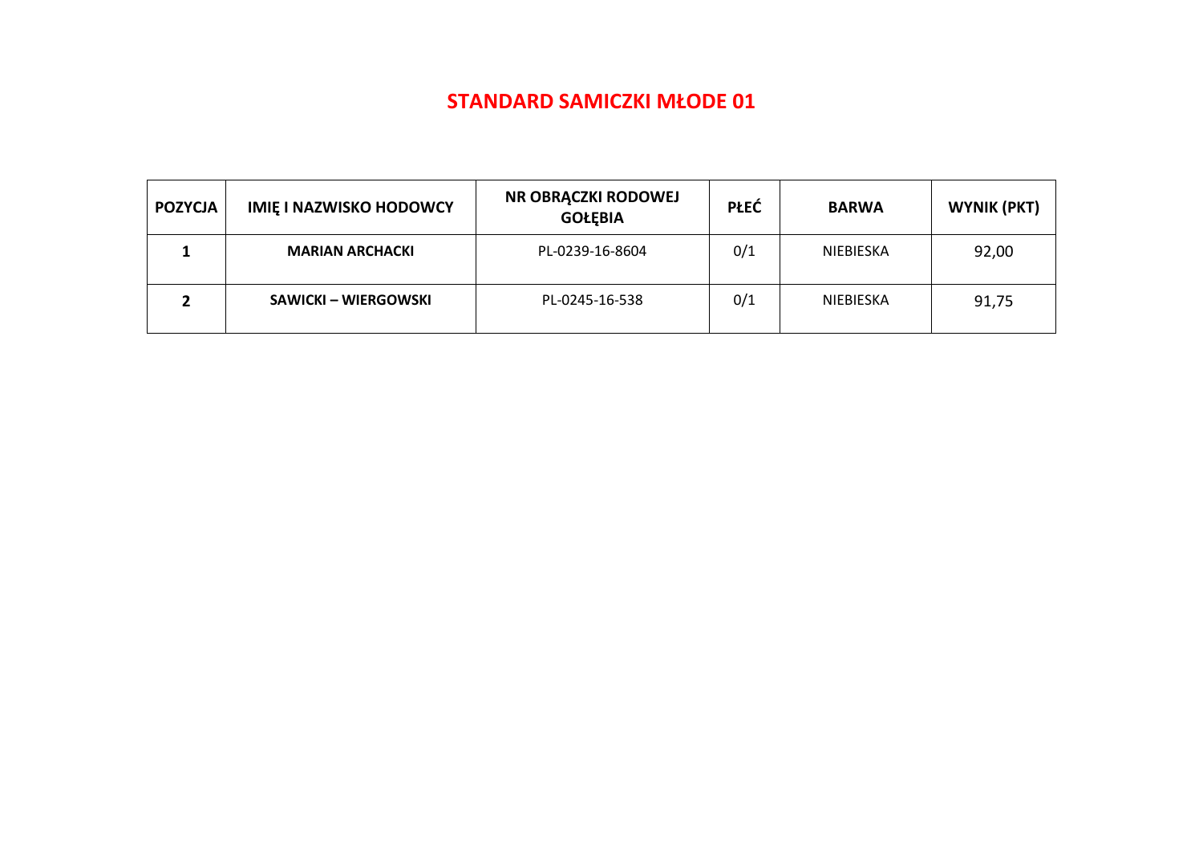# STANDARD SAMICZKI MŁODE 01

| POZYCJA | IMIĘ I NAZWISKO HODOWCY | NR OBRĄCZKI RODOWEJ GOŁĘBIA | PŁEĆ | BARWA | WYNIK (PKT) |
|---|---|---|---|---|---|
| **1** | **MARIAN ARCHACKI** | PL-0239-16-8604 | 0/1 | NIEBIESKA | 92,00 |
| **2** | **SAWICKI – WIERGOWSKI** | PL-0245-16-538 | 0/1 | NIEBIESKA | 91,75 |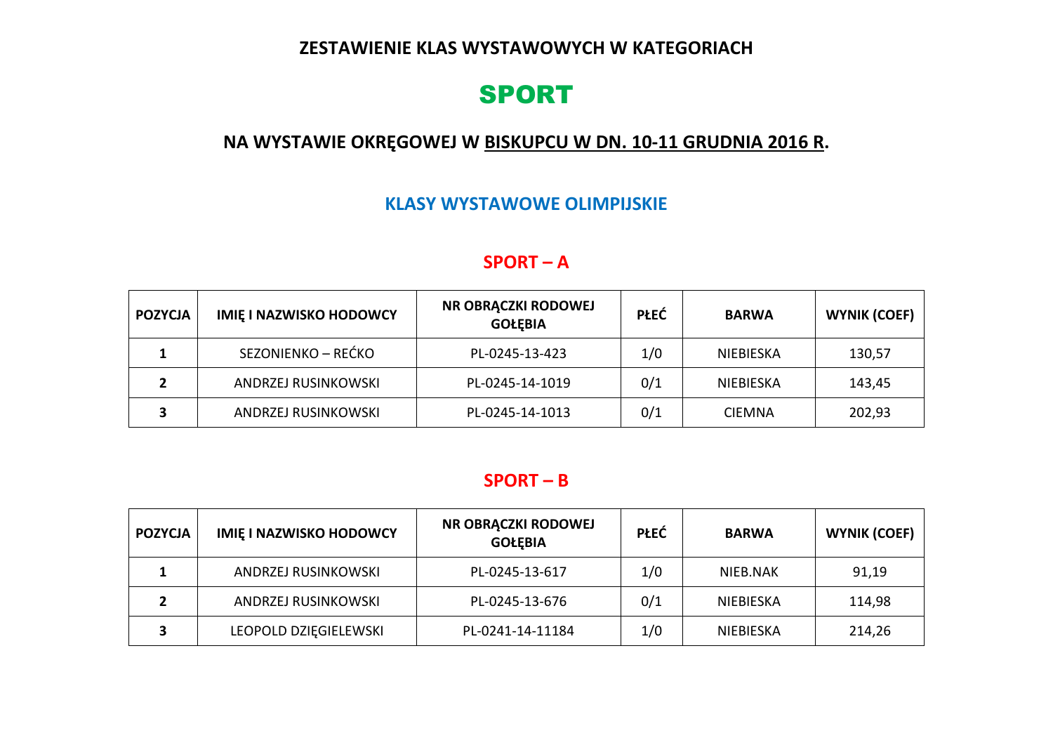**ZESTAWIENIE KLAS WYSTAWOWYCH W KATEGORIACH**

# SPORT

## NA WYSTAWIE OKRĘGOWEJ W BISKUPCU W DN. 10-11 GRUDNIA 2016 R.

### KLASY WYSTAWOWE OLIMPIJSKIE

### SPORT – A

| POZYCJA | IMIĘ I NAZWISKO HODOWCY | NR OBRĄCZKI RODOWEJ GOŁĘBIA | PŁEĆ | BARWA | WYNIK (COEF) |
|---|---|---|---|---|---|
| 1 | SEZONIENKO – REĆKO | PL-0245-13-423 | 1/0 | NIEBIESKA | 130,57 |
| 2 | ANDRZEJ RUSINKOWSKI | PL-0245-14-1019 | 0/1 | NIEBIESKA | 143,45 |
| 3 | ANDRZEJ RUSINKOWSKI | PL-0245-14-1013 | 0/1 | CIEMNA | 202,93 |

### SPORT – B

| POZYCJA | IMIĘ I NAZWISKO HODOWCY | NR OBRĄCZKI RODOWEJ GOŁĘBIA | PŁEĆ | BARWA | WYNIK (COEF) |
|---|---|---|---|---|---|
| 1 | ANDRZEJ RUSINKOWSKI | PL-0245-13-617 | 1/0 | NIEB.NAK | 91,19 |
| 2 | ANDRZEJ RUSINKOWSKI | PL-0245-13-676 | 0/1 | NIEBIESKA | 114,98 |
| 3 | LEOPOLD DZIĘGIELEWSKI | PL-0241-14-11184 | 1/0 | NIEBIESKA | 214,26 |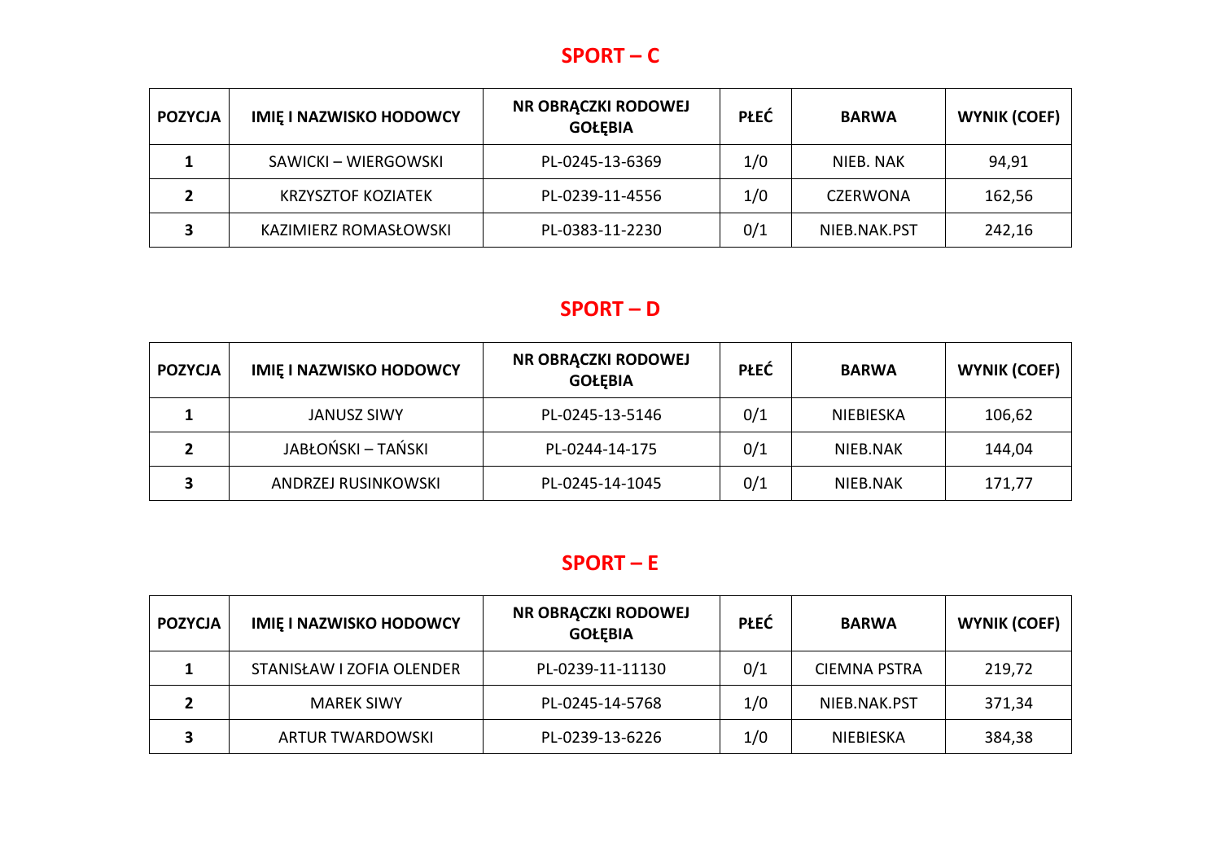## SPORT – C

| POZYCJA | IMIĘ I NAZWISKO HODOWCY | NR OBRĄCZKI RODOWEJ GOŁĘBIA | PŁEĆ | BARWA | WYNIK (COEF) |
|---|---|---|---|---|---|
| **1** | SAWICKI – WIERGOWSKI | PL-0245-13-6369 | 1/0 | NIEB. NAK | 94,91 |
| **2** | KRZYSZTOF KOZIATEK | PL-0239-11-4556 | 1/0 | CZERWONA | 162,56 |
| **3** | KAZIMIERZ ROMASŁOWSKI | PL-0383-11-2230 | 0/1 | NIEB.NAK.PST | 242,16 |

## SPORT – D

| POZYCJA | IMIĘ I NAZWISKO HODOWCY | NR OBRĄCZKI RODOWEJ GOŁĘBIA | PŁEĆ | BARWA | WYNIK (COEF) |
|---|---|---|---|---|---|
| **1** | JANUSZ SIWY | PL-0245-13-5146 | 0/1 | NIEBIESKA | 106,62 |
| **2** | JABŁOŃSKI – TAŃSKI | PL-0244-14-175 | 0/1 | NIEB.NAK | 144,04 |
| **3** | ANDRZEJ RUSINKOWSKI | PL-0245-14-1045 | 0/1 | NIEB.NAK | 171,77 |

## SPORT – E

| POZYCJA | IMIĘ I NAZWISKO HODOWCY | NR OBRĄCZKI RODOWEJ GOŁĘBIA | PŁEĆ | BARWA | WYNIK (COEF) |
|---|---|---|---|---|---|
| **1** | STANISŁAW I ZOFIA OLENDER | PL-0239-11-11130 | 0/1 | CIEMNA PSTRA | 219,72 |
| **2** | MAREK SIWY | PL-0245-14-5768 | 1/0 | NIEB.NAK.PST | 371,34 |
| **3** | ARTUR TWARDOWSKI | PL-0239-13-6226 | 1/0 | NIEBIESKA | 384,38 |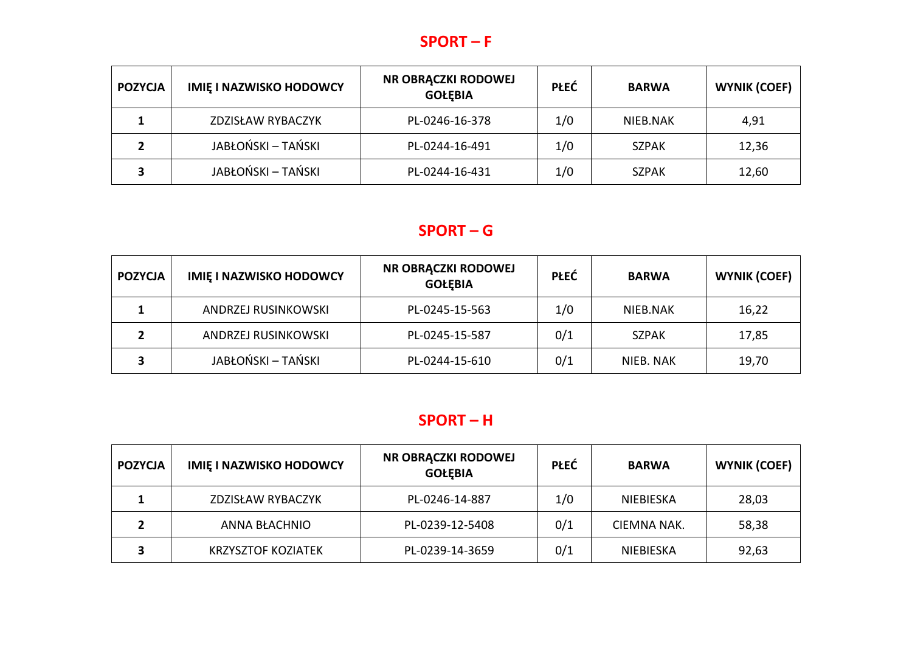## SPORT – F

| POZYCJA | IMIĘ I NAZWISKO HODOWCY | NR OBRĄCZKI RODOWEJ GOŁĘBIA | PŁEĆ | BARWA | WYNIK (COEF) |
|---|---|---|---|---|---|
| 1 | ZDZISŁAW RYBACZYK | PL-0246-16-378 | 1/0 | NIEB.NAK | 4,91 |
| 2 | JABŁOŃSKI – TAŃSKI | PL-0244-16-491 | 1/0 | SZPAK | 12,36 |
| 3 | JABŁOŃSKI – TAŃSKI | PL-0244-16-431 | 1/0 | SZPAK | 12,60 |

## SPORT – G

| POZYCJA | IMIĘ I NAZWISKO HODOWCY | NR OBRĄCZKI RODOWEJ GOŁĘBIA | PŁEĆ | BARWA | WYNIK (COEF) |
|---|---|---|---|---|---|
| 1 | ANDRZEJ RUSINKOWSKI | PL-0245-15-563 | 1/0 | NIEB.NAK | 16,22 |
| 2 | ANDRZEJ RUSINKOWSKI | PL-0245-15-587 | 0/1 | SZPAK | 17,85 |
| 3 | JABŁOŃSKI – TAŃSKI | PL-0244-15-610 | 0/1 | NIEB. NAK | 19,70 |

## SPORT – H

| POZYCJA | IMIĘ I NAZWISKO HODOWCY | NR OBRĄCZKI RODOWEJ GOŁĘBIA | PŁEĆ | BARWA | WYNIK (COEF) |
|---|---|---|---|---|---|
| 1 | ZDZISŁAW RYBACZYK | PL-0246-14-887 | 1/0 | NIEBIESKA | 28,03 |
| 2 | ANNA BŁACHNIO | PL-0239-12-5408 | 0/1 | CIEMNA NAK. | 58,38 |
| 3 | KRZYSZTOF KOZIATEK | PL-0239-14-3659 | 0/1 | NIEBIESKA | 92,63 |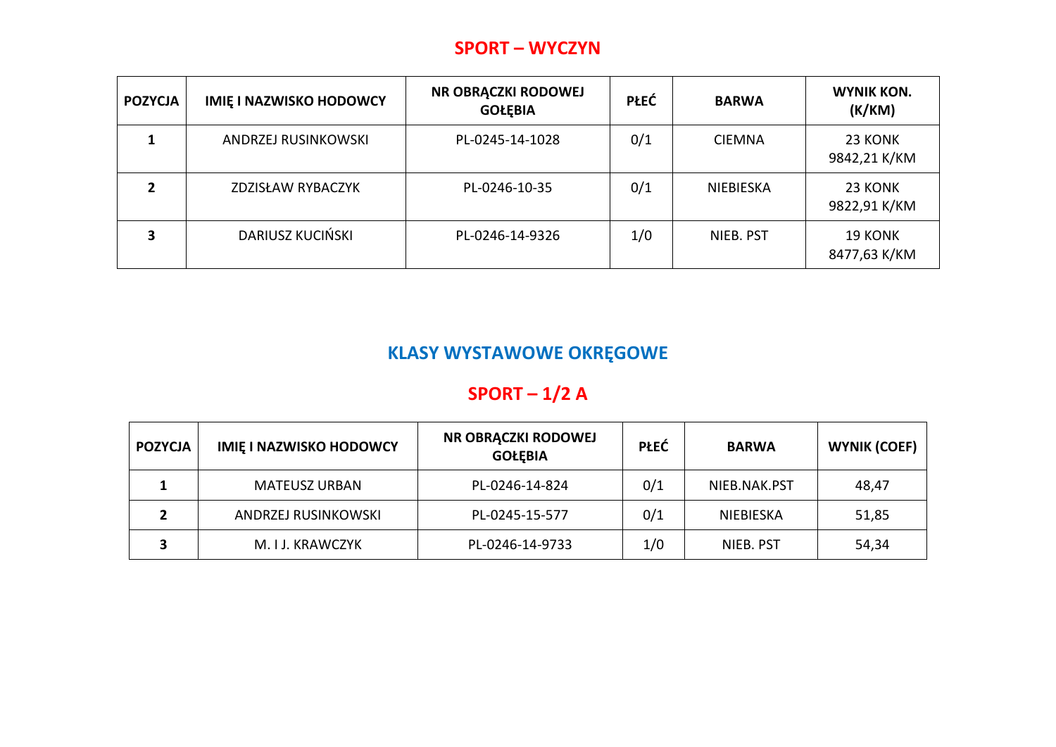## SPORT – WYCZYN

| POZYCJA | IMIĘ I NAZWISKO HODOWCY | NR OBRĄCZKI RODOWEJ GOŁĘBIA | PŁEĆ | BARWA | WYNIK KON. (K/KM) |
|---|---|---|---|---|---|
| 1 | ANDRZEJ RUSINKOWSKI | PL-0245-14-1028 | 0/1 | CIEMNA | 23 KONK 9842,21 K/KM |
| 2 | ZDZISŁAW RYBACZYK | PL-0246-10-35 | 0/1 | NIEBIESKA | 23 KONK 9822,91 K/KM |
| 3 | DARIUSZ KUCIŃSKI | PL-0246-14-9326 | 1/0 | NIEB. PST | 19 KONK 8477,63 K/KM |

## KLASY WYSTAWOWE OKRĘGOWE

## SPORT – 1/2 A

| POZYCJA | IMIĘ I NAZWISKO HODOWCY | NR OBRĄCZKI RODOWEJ GOŁĘBIA | PŁEĆ | BARWA | WYNIK (COEF) |
|---|---|---|---|---|---|
| 1 | MATEUSZ URBAN | PL-0246-14-824 | 0/1 | NIEB.NAK.PST | 48,47 |
| 2 | ANDRZEJ RUSINKOWSKI | PL-0245-15-577 | 0/1 | NIEBIESKA | 51,85 |
| 3 | M. I J. KRAWCZYK | PL-0246-14-9733 | 1/0 | NIEB. PST | 54,34 |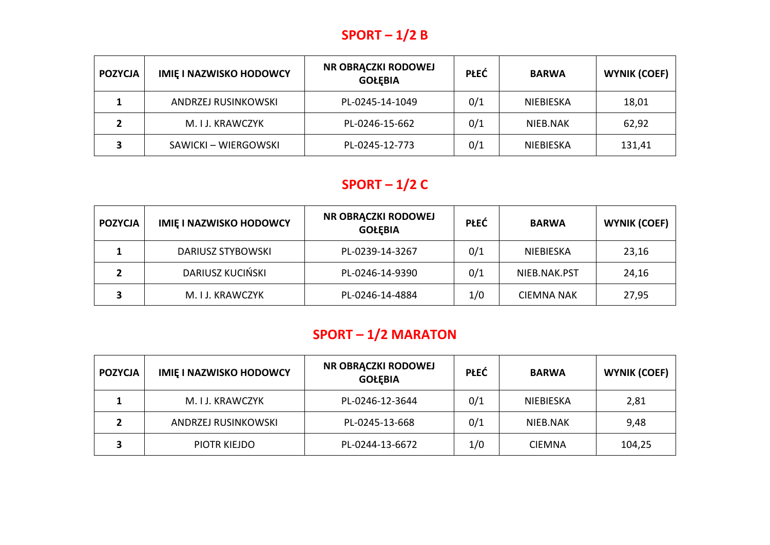## SPORT – 1/2 B

| POZYCJA | IMIĘ I NAZWISKO HODOWCY | NR OBRĄCZKI RODOWEJ GOŁĘBIA | PŁEĆ | BARWA | WYNIK (COEF) |
|---|---|---|---|---|---|
| 1 | ANDRZEJ RUSINKOWSKI | PL-0245-14-1049 | 0/1 | NIEBIESKA | 18,01 |
| 2 | M. I J. KRAWCZYK | PL-0246-15-662 | 0/1 | NIEB.NAK | 62,92 |
| 3 | SAWICKI – WIERGOWSKI | PL-0245-12-773 | 0/1 | NIEBIESKA | 131,41 |

## SPORT – 1/2 C

| POZYCJA | IMIĘ I NAZWISKO HODOWCY | NR OBRĄCZKI RODOWEJ GOŁĘBIA | PŁEĆ | BARWA | WYNIK (COEF) |
|---|---|---|---|---|---|
| 1 | DARIUSZ STYBOWSKI | PL-0239-14-3267 | 0/1 | NIEBIESKA | 23,16 |
| 2 | DARIUSZ KUCIŃSKI | PL-0246-14-9390 | 0/1 | NIEB.NAK.PST | 24,16 |
| 3 | M. I J. KRAWCZYK | PL-0246-14-4884 | 1/0 | CIEMNA NAK | 27,95 |

## SPORT – 1/2 MARATON

| POZYCJA | IMIĘ I NAZWISKO HODOWCY | NR OBRĄCZKI RODOWEJ GOŁĘBIA | PŁEĆ | BARWA | WYNIK (COEF) |
|---|---|---|---|---|---|
| 1 | M. I J. KRAWCZYK | PL-0246-12-3644 | 0/1 | NIEBIESKA | 2,81 |
| 2 | ANDRZEJ RUSINKOWSKI | PL-0245-13-668 | 0/1 | NIEB.NAK | 9,48 |
| 3 | PIOTR KIEJDO | PL-0244-13-6672 | 1/0 | CIEMNA | 104,25 |